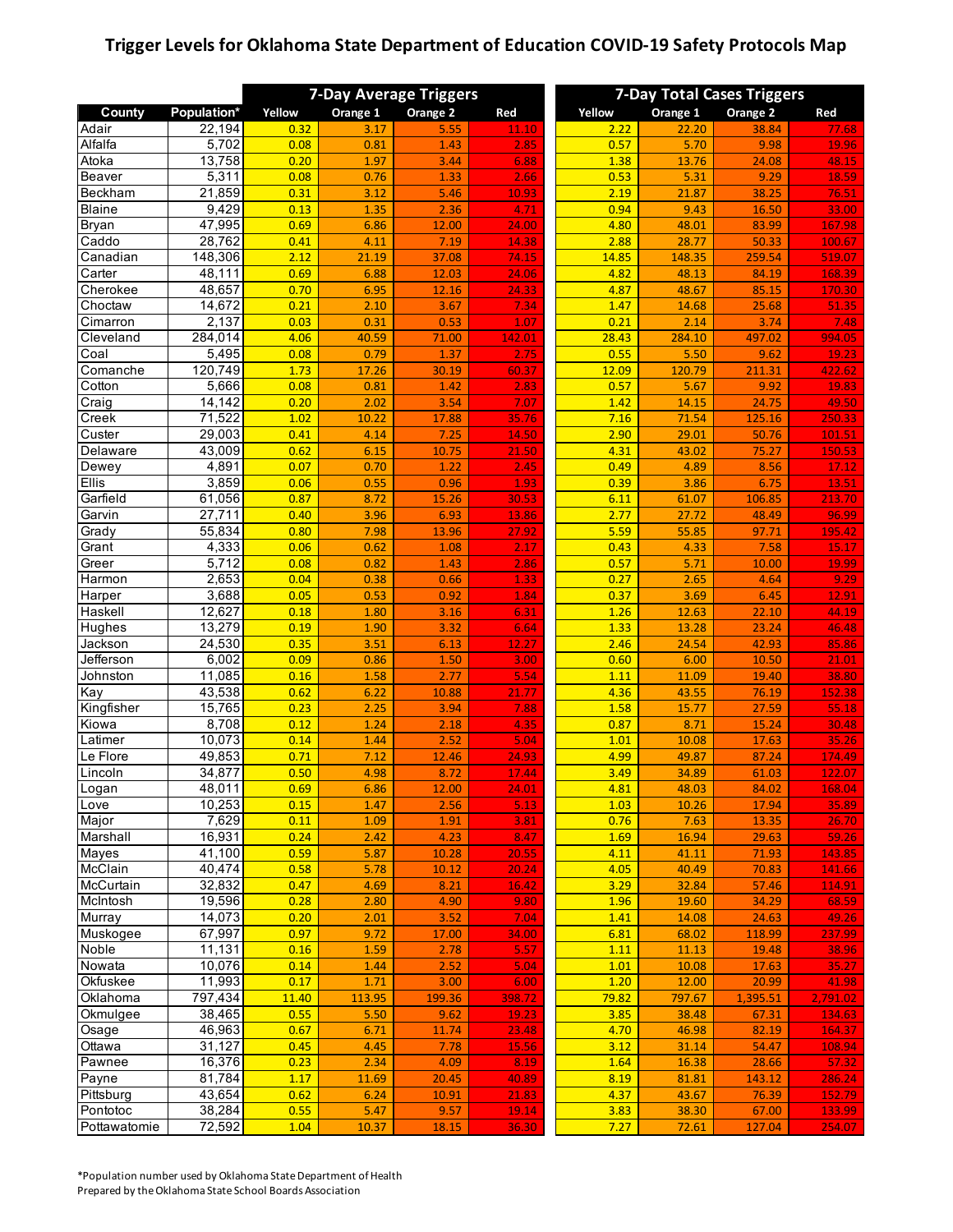# Trigger Levels for Oklahoma State Department of Education COVID-19 Safety Protocols Map

| County | Population* | 7-Day Average Triggers | | | | 7-Day Total Cases Triggers | | | |
|---|---|---|---|---|---|---|---|---|---|
| | | Yellow | Orange 1 | Orange 2 | Red | Yellow | Orange 1 | Orange 2 | Red |
| Adair | 22,194 | 0.32 | 3.17 | 5.55 | 11.10 | 2.22 | 22.20 | 38.84 | 77.68 |
| Alfalfa | 5,702 | 0.08 | 0.81 | 1.43 | 2.85 | 0.57 | 5.70 | 9.98 | 19.96 |
| Atoka | 13,758 | 0.20 | 1.97 | 3.44 | 6.88 | 1.38 | 13.76 | 24.08 | 48.15 |
| Beaver | 5,311 | 0.08 | 0.76 | 1.33 | 2.66 | 0.53 | 5.31 | 9.29 | 18.59 |
| Beckham | 21,859 | 0.31 | 3.12 | 5.46 | 10.93 | 2.19 | 21.87 | 38.25 | 76.51 |
| Blaine | 9,429 | 0.13 | 1.35 | 2.36 | 4.71 | 0.94 | 9.43 | 16.50 | 33.00 |
| Bryan | 47,995 | 0.69 | 6.86 | 12.00 | 24.00 | 4.80 | 48.01 | 83.99 | 167.98 |
| Caddo | 28,762 | 0.41 | 4.11 | 7.19 | 14.38 | 2.88 | 28.77 | 50.33 | 100.67 |
| Canadian | 148,306 | 2.12 | 21.19 | 37.08 | 74.15 | 14.85 | 148.35 | 259.54 | 519.07 |
| Carter | 48,111 | 0.69 | 6.88 | 12.03 | 24.06 | 4.82 | 48.13 | 84.19 | 168.39 |
| Cherokee | 48,657 | 0.70 | 6.95 | 12.16 | 24.33 | 4.87 | 48.67 | 85.15 | 170.30 |
| Choctaw | 14,672 | 0.21 | 2.10 | 3.67 | 7.34 | 1.47 | 14.68 | 25.68 | 51.35 |
| Cimarron | 2,137 | 0.03 | 0.31 | 0.53 | 1.07 | 0.21 | 2.14 | 3.74 | 7.48 |
| Cleveland | 284,014 | 4.06 | 40.59 | 71.00 | 142.01 | 28.43 | 284.10 | 497.02 | 994.05 |
| Coal | 5,495 | 0.08 | 0.79 | 1.37 | 2.75 | 0.55 | 5.50 | 9.62 | 19.23 |
| Comanche | 120,749 | 1.73 | 17.26 | 30.19 | 60.37 | 12.09 | 120.79 | 211.31 | 422.62 |
| Cotton | 5,666 | 0.08 | 0.81 | 1.42 | 2.83 | 0.57 | 5.67 | 9.92 | 19.83 |
| Craig | 14,142 | 0.20 | 2.02 | 3.54 | 7.07 | 1.42 | 14.15 | 24.75 | 49.50 |
| Creek | 71,522 | 1.02 | 10.22 | 17.88 | 35.76 | 7.16 | 71.54 | 125.16 | 250.33 |
| Custer | 29,003 | 0.41 | 4.14 | 7.25 | 14.50 | 2.90 | 29.01 | 50.76 | 101.51 |
| Delaware | 43,009 | 0.62 | 6.15 | 10.75 | 21.50 | 4.31 | 43.02 | 75.27 | 150.53 |
| Dewey | 4,891 | 0.07 | 0.70 | 1.22 | 2.45 | 0.49 | 4.89 | 8.56 | 17.12 |
| Ellis | 3,859 | 0.06 | 0.55 | 0.96 | 1.93 | 0.39 | 3.86 | 6.75 | 13.51 |
| Garfield | 61,056 | 0.87 | 8.72 | 15.26 | 30.53 | 6.11 | 61.07 | 106.85 | 213.70 |
| Garvin | 27,711 | 0.40 | 3.96 | 6.93 | 13.86 | 2.77 | 27.72 | 48.49 | 96.99 |
| Grady | 55,834 | 0.80 | 7.98 | 13.96 | 27.92 | 5.59 | 55.85 | 97.71 | 195.42 |
| Grant | 4,333 | 0.06 | 0.62 | 1.08 | 2.17 | 0.43 | 4.33 | 7.58 | 15.17 |
| Greer | 5,712 | 0.08 | 0.82 | 1.43 | 2.86 | 0.57 | 5.71 | 10.00 | 19.99 |
| Harmon | 2,653 | 0.04 | 0.38 | 0.66 | 1.33 | 0.27 | 2.65 | 4.64 | 9.29 |
| Harper | 3,688 | 0.05 | 0.53 | 0.92 | 1.84 | 0.37 | 3.69 | 6.45 | 12.91 |
| Haskell | 12,627 | 0.18 | 1.80 | 3.16 | 6.31 | 1.26 | 12.63 | 22.10 | 44.19 |
| Hughes | 13,279 | 0.19 | 1.90 | 3.32 | 6.64 | 1.33 | 13.28 | 23.24 | 46.48 |
| Jackson | 24,530 | 0.35 | 3.51 | 6.13 | 12.27 | 2.46 | 24.54 | 42.93 | 85.86 |
| Jefferson | 6,002 | 0.09 | 0.86 | 1.50 | 3.00 | 0.60 | 6.00 | 10.50 | 21.01 |
| Johnston | 11,085 | 0.16 | 1.58 | 2.77 | 5.54 | 1.11 | 11.09 | 19.40 | 38.80 |
| Kay | 43,538 | 0.62 | 6.22 | 10.88 | 21.77 | 4.36 | 43.55 | 76.19 | 152.38 |
| Kingfisher | 15,765 | 0.23 | 2.25 | 3.94 | 7.88 | 1.58 | 15.77 | 27.59 | 55.18 |
| Kiowa | 8,708 | 0.12 | 1.24 | 2.18 | 4.35 | 0.87 | 8.71 | 15.24 | 30.48 |
| Latimer | 10,073 | 0.14 | 1.44 | 2.52 | 5.04 | 1.01 | 10.08 | 17.63 | 35.26 |
| Le Flore | 49,853 | 0.71 | 7.12 | 12.46 | 24.93 | 4.99 | 49.87 | 87.24 | 174.49 |
| Lincoln | 34,877 | 0.50 | 4.98 | 8.72 | 17.44 | 3.49 | 34.89 | 61.03 | 122.07 |
| Logan | 48,011 | 0.69 | 6.86 | 12.00 | 24.01 | 4.81 | 48.03 | 84.02 | 168.04 |
| Love | 10,253 | 0.15 | 1.47 | 2.56 | 5.13 | 1.03 | 10.26 | 17.94 | 35.89 |
| Major | 7,629 | 0.11 | 1.09 | 1.91 | 3.81 | 0.76 | 7.63 | 13.35 | 26.70 |
| Marshall | 16,931 | 0.24 | 2.42 | 4.23 | 8.47 | 1.69 | 16.94 | 29.63 | 59.26 |
| Mayes | 41,100 | 0.59 | 5.87 | 10.28 | 20.55 | 4.11 | 41.11 | 71.93 | 143.85 |
| McClain | 40,474 | 0.58 | 5.78 | 10.12 | 20.24 | 4.05 | 40.49 | 70.83 | 141.66 |
| McCurtain | 32,832 | 0.47 | 4.69 | 8.21 | 16.42 | 3.29 | 32.84 | 57.46 | 114.91 |
| McIntosh | 19,596 | 0.28 | 2.80 | 4.90 | 9.80 | 1.96 | 19.60 | 34.29 | 68.59 |
| Murray | 14,073 | 0.20 | 2.01 | 3.52 | 7.04 | 1.41 | 14.08 | 24.63 | 49.26 |
| Muskogee | 67,997 | 0.97 | 9.72 | 17.00 | 34.00 | 6.81 | 68.02 | 118.99 | 237.99 |
| Noble | 11,131 | 0.16 | 1.59 | 2.78 | 5.57 | 1.11 | 11.13 | 19.48 | 38.96 |
| Nowata | 10,076 | 0.14 | 1.44 | 2.52 | 5.04 | 1.01 | 10.08 | 17.63 | 35.27 |
| Okfuskee | 11,993 | 0.17 | 1.71 | 3.00 | 6.00 | 1.20 | 12.00 | 20.99 | 41.98 |
| Oklahoma | 797,434 | 11.40 | 113.95 | 199.36 | 398.72 | 79.82 | 797.67 | 1,395.51 | 2,791.02 |
| Okmulgee | 38,465 | 0.55 | 5.50 | 9.62 | 19.23 | 3.85 | 38.48 | 67.31 | 134.63 |
| Osage | 46,963 | 0.67 | 6.71 | 11.74 | 23.48 | 4.70 | 46.98 | 82.19 | 164.37 |
| Ottawa | 31,127 | 0.45 | 4.45 | 7.78 | 15.56 | 3.12 | 31.14 | 54.47 | 108.94 |
| Pawnee | 16,376 | 0.23 | 2.34 | 4.09 | 8.19 | 1.64 | 16.38 | 28.66 | 57.32 |
| Payne | 81,784 | 1.17 | 11.69 | 20.45 | 40.89 | 8.19 | 81.81 | 143.12 | 286.24 |
| Pittsburg | 43,654 | 0.62 | 6.24 | 10.91 | 21.83 | 4.37 | 43.67 | 76.39 | 152.79 |
| Pontotoc | 38,284 | 0.55 | 5.47 | 9.57 | 19.14 | 3.83 | 38.30 | 67.00 | 133.99 |
| Pottawatomie | 72,592 | 1.04 | 10.37 | 18.15 | 36.30 | 7.27 | 72.61 | 127.04 | 254.07 |

*Population number used by Oklahoma State Department of Health
Prepared by the Oklahoma State School Boards Association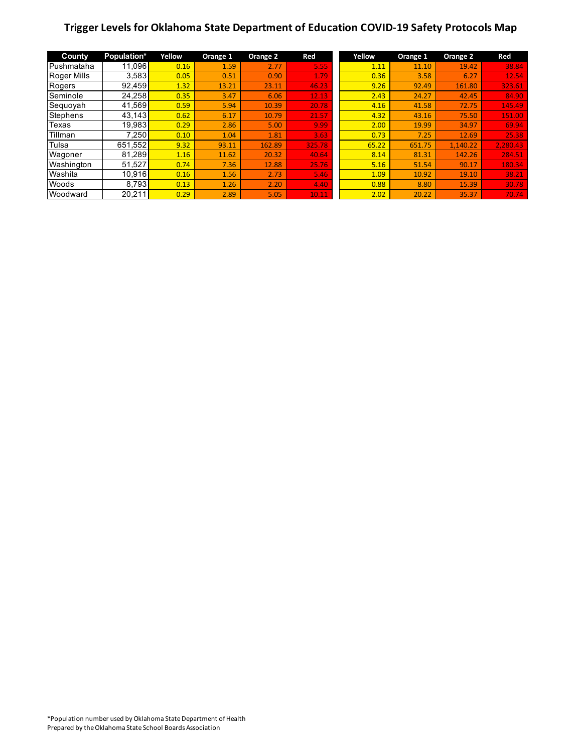# Trigger Levels for Oklahoma State Department of Education COVID-19 Safety Protocols Map

| County | Population* | Yellow | Orange 1 | Orange 2 | Red | Yellow | Orange 1 | Orange 2 | Red |
|---|---|---|---|---|---|---|---|---|---|
| Pushmataha | 11,096 | 0.16 | 1.59 | 2.77 | 5.55 | 1.11 | 11.10 | 19.42 | 38.84 |
| Roger Mills | 3,583 | 0.05 | 0.51 | 0.90 | 1.79 | 0.36 | 3.58 | 6.27 | 12.54 |
| Rogers | 92,459 | 1.32 | 13.21 | 23.11 | 46.23 | 9.26 | 92.49 | 161.80 | 323.61 |
| Seminole | 24,258 | 0.35 | 3.47 | 6.06 | 12.13 | 2.43 | 24.27 | 42.45 | 84.90 |
| Sequoyah | 41,569 | 0.59 | 5.94 | 10.39 | 20.78 | 4.16 | 41.58 | 72.75 | 145.49 |
| Stephens | 43,143 | 0.62 | 6.17 | 10.79 | 21.57 | 4.32 | 43.16 | 75.50 | 151.00 |
| Texas | 19,983 | 0.29 | 2.86 | 5.00 | 9.99 | 2.00 | 19.99 | 34.97 | 69.94 |
| Tillman | 7,250 | 0.10 | 1.04 | 1.81 | 3.63 | 0.73 | 7.25 | 12.69 | 25.38 |
| Tulsa | 651,552 | 9.32 | 93.11 | 162.89 | 325.78 | 65.22 | 651.75 | 1,140.22 | 2,280.43 |
| Wagoner | 81,289 | 1.16 | 11.62 | 20.32 | 40.64 | 8.14 | 81.31 | 142.26 | 284.51 |
| Washington | 51,527 | 0.74 | 7.36 | 12.88 | 25.76 | 5.16 | 51.54 | 90.17 | 180.34 |
| Washita | 10,916 | 0.16 | 1.56 | 2.73 | 5.46 | 1.09 | 10.92 | 19.10 | 38.21 |
| Woods | 8,793 | 0.13 | 1.26 | 2.20 | 4.40 | 0.88 | 8.80 | 15.39 | 30.78 |
| Woodward | 20,211 | 0.29 | 2.89 | 5.05 | 10.11 | 2.02 | 20.22 | 35.37 | 70.74 |

*Population number used by Oklahoma State Department of Health
Prepared by the Oklahoma State School Boards Association